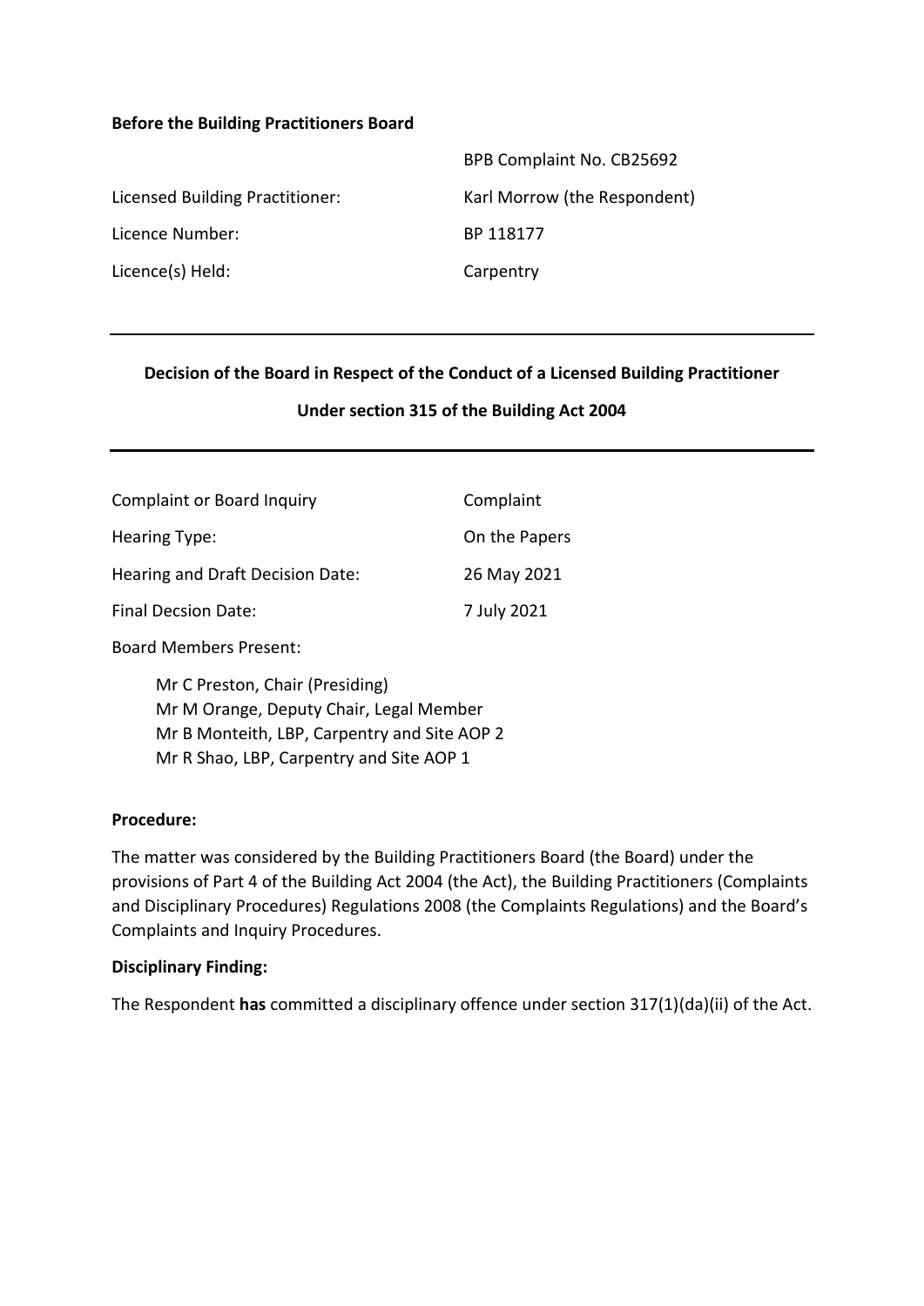**Before the Building Practitioners Board**

| | |
|---|---|
| | BPB Complaint No. CB25692 |
| Licensed Building Practitioner: | Karl Morrow (the Respondent) |
| Licence Number: | BP 118177 |
| Licence(s) Held: | Carpentry |

---

**Decision of the Board in Respect of the Conduct of a Licensed Building Practitioner**

**Under section 315 of the Building Act 2004**

---

| | |
|---|---|
| Complaint or Board Inquiry | Complaint |
| Hearing Type: | On the Papers |
| Hearing and Draft Decision Date: | 26 May 2021 |
| Final Decsion Date: | 7 July 2021 |

Board Members Present:

Mr C Preston, Chair (Presiding)
Mr M Orange, Deputy Chair, Legal Member
Mr B Monteith, LBP, Carpentry and Site AOP 2
Mr R Shao, LBP, Carpentry and Site AOP 1

**Procedure:**

The matter was considered by the Building Practitioners Board (the Board) under the provisions of Part 4 of the Building Act 2004 (the Act), the Building Practitioners (Complaints and Disciplinary Procedures) Regulations 2008 (the Complaints Regulations) and the Board's Complaints and Inquiry Procedures.

**Disciplinary Finding:**

The Respondent **has** committed a disciplinary offence under section 317(1)(da)(ii) of the Act.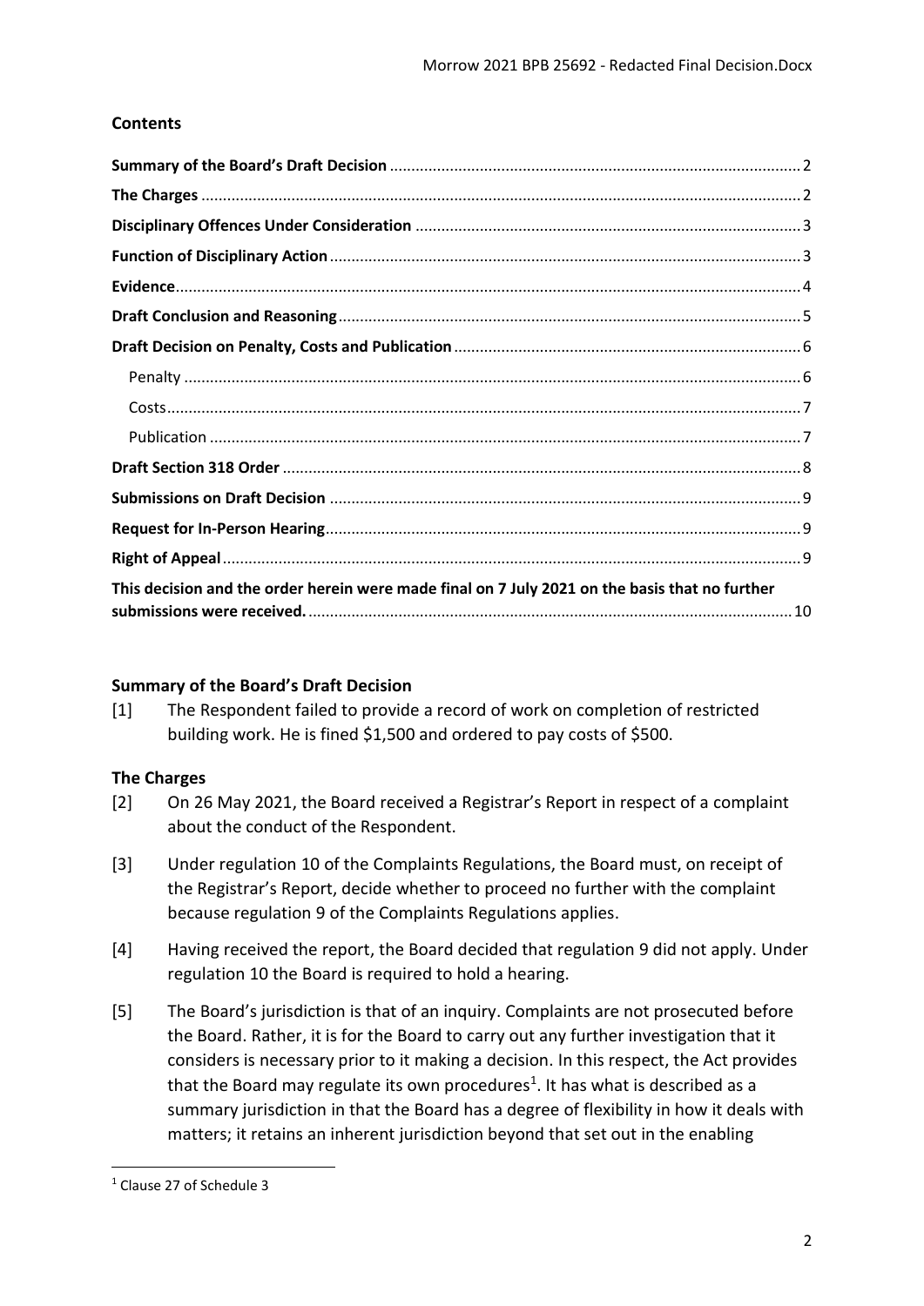## Contents

**Summary of the Board's Draft Decision** .......... 2

**The Charges** .......... 2

**Disciplinary Offences Under Consideration** .......... 3

**Function of Disciplinary Action** .......... 3

**Evidence** .......... 4

**Draft Conclusion and Reasoning** .......... 5

**Draft Decision on Penalty, Costs and Publication** .......... 6

- Penalty .......... 6
- Costs .......... 7
- Publication .......... 7

**Draft Section 318 Order** .......... 8

**Submissions on Draft Decision** .......... 9

**Request for In-Person Hearing** .......... 9

**Right of Appeal** .......... 9

**This decision and the order herein were made final on 7 July 2021 on the basis that no further submissions were received.** .......... 10

## Summary of the Board's Draft Decision

[1] The Respondent failed to provide a record of work on completion of restricted building work. He is fined $1,500 and ordered to pay costs of $500.

## The Charges

[2] On 26 May 2021, the Board received a Registrar's Report in respect of a complaint about the conduct of the Respondent.

[3] Under regulation 10 of the Complaints Regulations, the Board must, on receipt of the Registrar's Report, decide whether to proceed no further with the complaint because regulation 9 of the Complaints Regulations applies.

[4] Having received the report, the Board decided that regulation 9 did not apply. Under regulation 10 the Board is required to hold a hearing.

[5] The Board's jurisdiction is that of an inquiry. Complaints are not prosecuted before the Board. Rather, it is for the Board to carry out any further investigation that it considers is necessary prior to it making a decision. In this respect, the Act provides that the Board may regulate its own procedures[1]. It has what is described as a summary jurisdiction in that the Board has a degree of flexibility in how it deals with matters; it retains an inherent jurisdiction beyond that set out in the enabling

[1] Clause 27 of Schedule 3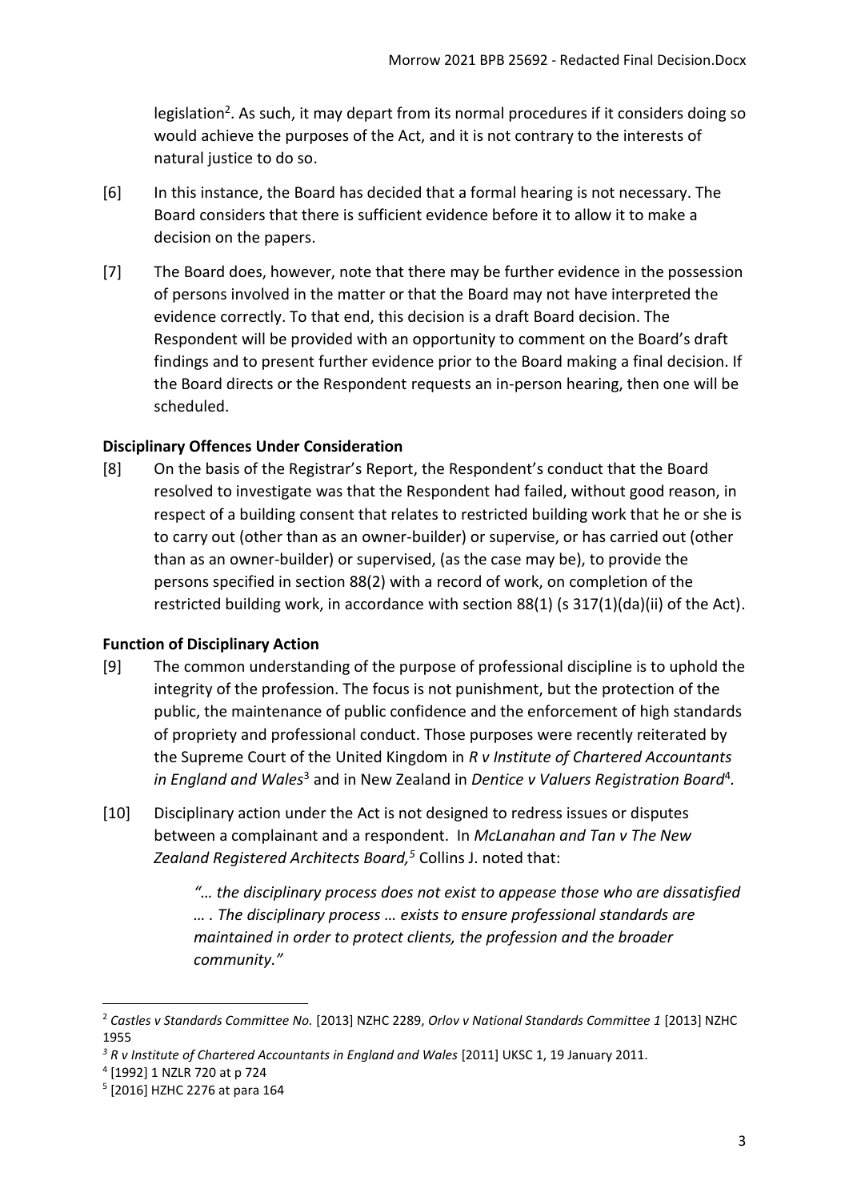legislation[2]. As such, it may depart from its normal procedures if it considers doing so would achieve the purposes of the Act, and it is not contrary to the interests of natural justice to do so.

[6] In this instance, the Board has decided that a formal hearing is not necessary. The Board considers that there is sufficient evidence before it to allow it to make a decision on the papers.

[7] The Board does, however, note that there may be further evidence in the possession of persons involved in the matter or that the Board may not have interpreted the evidence correctly. To that end, this decision is a draft Board decision. The Respondent will be provided with an opportunity to comment on the Board's draft findings and to present further evidence prior to the Board making a final decision. If the Board directs or the Respondent requests an in-person hearing, then one will be scheduled.

### Disciplinary Offences Under Consideration

[8] On the basis of the Registrar's Report, the Respondent's conduct that the Board resolved to investigate was that the Respondent had failed, without good reason, in respect of a building consent that relates to restricted building work that he or she is to carry out (other than as an owner-builder) or supervise, or has carried out (other than as an owner-builder) or supervised, (as the case may be), to provide the persons specified in section 88(2) with a record of work, on completion of the restricted building work, in accordance with section 88(1) (s 317(1)(da)(ii) of the Act).

### Function of Disciplinary Action

[9] The common understanding of the purpose of professional discipline is to uphold the integrity of the profession. The focus is not punishment, but the protection of the public, the maintenance of public confidence and the enforcement of high standards of propriety and professional conduct. Those purposes were recently reiterated by the Supreme Court of the United Kingdom in *R v Institute of Chartered Accountants in England and Wales*[3] and in New Zealand in *Dentice v Valuers Registration Board*[4].

[10] Disciplinary action under the Act is not designed to redress issues or disputes between a complainant and a respondent. In *McLanahan and Tan v The New Zealand Registered Architects Board,*[5] Collins J. noted that:

> *"… the disciplinary process does not exist to appease those who are dissatisfied … . The disciplinary process … exists to ensure professional standards are maintained in order to protect clients, the profession and the broader community."*

---

[2] *Castles v Standards Committee No.* [2013] NZHC 2289, *Orlov v National Standards Committee 1* [2013] NZHC 1955

[3] *R v Institute of Chartered Accountants in England and Wales* [2011] UKSC 1, 19 January 2011.

[4] [1992] 1 NZLR 720 at p 724

[5] [2016] HZHC 2276 at para 164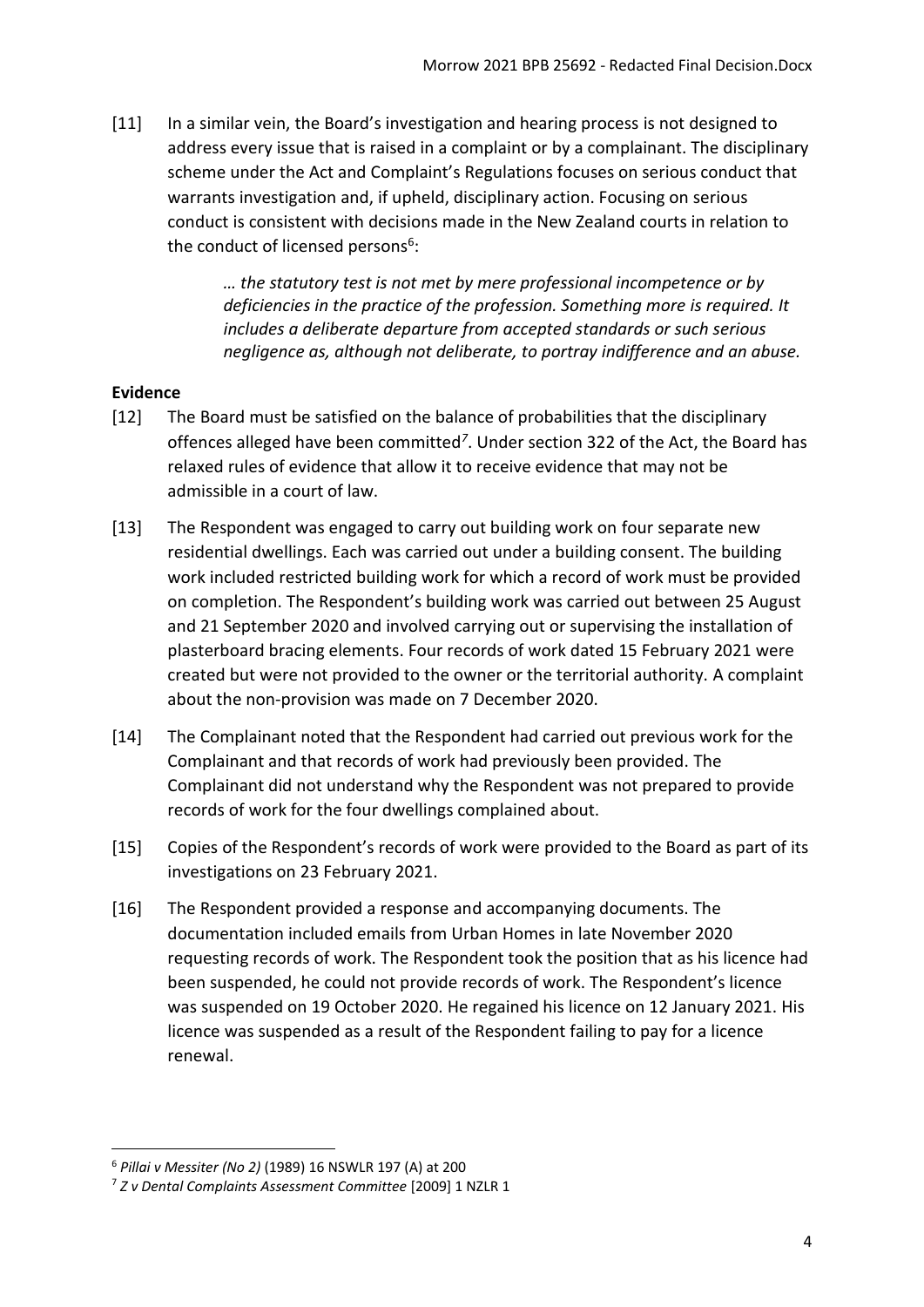[11] In a similar vein, the Board's investigation and hearing process is not designed to address every issue that is raised in a complaint or by a complainant. The disciplinary scheme under the Act and Complaint's Regulations focuses on serious conduct that warrants investigation and, if upheld, disciplinary action. Focusing on serious conduct is consistent with decisions made in the New Zealand courts in relation to the conduct of licensed persons[6]:

> *… the statutory test is not met by mere professional incompetence or by deficiencies in the practice of the profession. Something more is required. It includes a deliberate departure from accepted standards or such serious negligence as, although not deliberate, to portray indifference and an abuse.*

**Evidence**

[12] The Board must be satisfied on the balance of probabilities that the disciplinary offences alleged have been committed[7]. Under section 322 of the Act, the Board has relaxed rules of evidence that allow it to receive evidence that may not be admissible in a court of law.

[13] The Respondent was engaged to carry out building work on four separate new residential dwellings. Each was carried out under a building consent. The building work included restricted building work for which a record of work must be provided on completion. The Respondent's building work was carried out between 25 August and 21 September 2020 and involved carrying out or supervising the installation of plasterboard bracing elements. Four records of work dated 15 February 2021 were created but were not provided to the owner or the territorial authority. A complaint about the non-provision was made on 7 December 2020.

[14] The Complainant noted that the Respondent had carried out previous work for the Complainant and that records of work had previously been provided. The Complainant did not understand why the Respondent was not prepared to provide records of work for the four dwellings complained about.

[15] Copies of the Respondent's records of work were provided to the Board as part of its investigations on 23 February 2021.

[16] The Respondent provided a response and accompanying documents. The documentation included emails from Urban Homes in late November 2020 requesting records of work. The Respondent took the position that as his licence had been suspended, he could not provide records of work. The Respondent's licence was suspended on 19 October 2020. He regained his licence on 12 January 2021. His licence was suspended as a result of the Respondent failing to pay for a licence renewal.

---

[6] *Pillai v Messiter (No 2)* (1989) 16 NSWLR 197 (A) at 200

[7] *Z v Dental Complaints Assessment Committee* [2009] 1 NZLR 1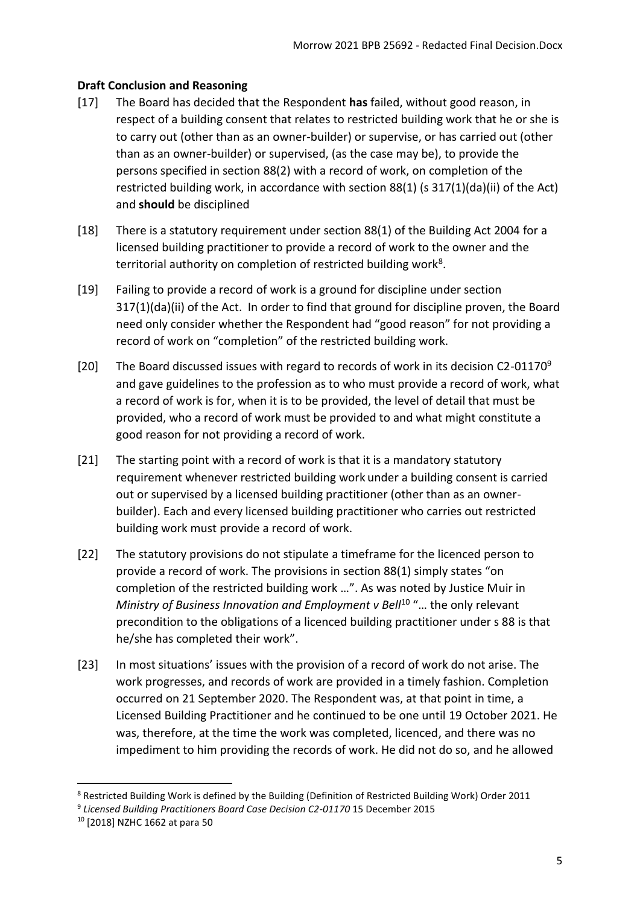## Draft Conclusion and Reasoning

[17] The Board has decided that the Respondent **has** failed, without good reason, in respect of a building consent that relates to restricted building work that he or she is to carry out (other than as an owner-builder) or supervise, or has carried out (other than as an owner-builder) or supervised, (as the case may be), to provide the persons specified in section 88(2) with a record of work, on completion of the restricted building work, in accordance with section 88(1) (s 317(1)(da)(ii) of the Act) and **should** be disciplined

[18] There is a statutory requirement under section 88(1) of the Building Act 2004 for a licensed building practitioner to provide a record of work to the owner and the territorial authority on completion of restricted building work[8].

[19] Failing to provide a record of work is a ground for discipline under section 317(1)(da)(ii) of the Act. In order to find that ground for discipline proven, the Board need only consider whether the Respondent had "good reason" for not providing a record of work on "completion" of the restricted building work.

[20] The Board discussed issues with regard to records of work in its decision C2-01170[9] and gave guidelines to the profession as to who must provide a record of work, what a record of work is for, when it is to be provided, the level of detail that must be provided, who a record of work must be provided to and what might constitute a good reason for not providing a record of work.

[21] The starting point with a record of work is that it is a mandatory statutory requirement whenever restricted building work under a building consent is carried out or supervised by a licensed building practitioner (other than as an owner-builder). Each and every licensed building practitioner who carries out restricted building work must provide a record of work.

[22] The statutory provisions do not stipulate a timeframe for the licenced person to provide a record of work. The provisions in section 88(1) simply states "on completion of the restricted building work …". As was noted by Justice Muir in *Ministry of Business Innovation and Employment v Bell*[10] "… the only relevant precondition to the obligations of a licenced building practitioner under s 88 is that he/she has completed their work".

[23] In most situations' issues with the provision of a record of work do not arise. The work progresses, and records of work are provided in a timely fashion. Completion occurred on 21 September 2020. The Respondent was, at that point in time, a Licensed Building Practitioner and he continued to be one until 19 October 2021. He was, therefore, at the time the work was completed, licenced, and there was no impediment to him providing the records of work. He did not do so, and he allowed

---

[8] Restricted Building Work is defined by the Building (Definition of Restricted Building Work) Order 2011

[9] *Licensed Building Practitioners Board Case Decision C2-01170* 15 December 2015

[10] [2018] NZHC 1662 at para 50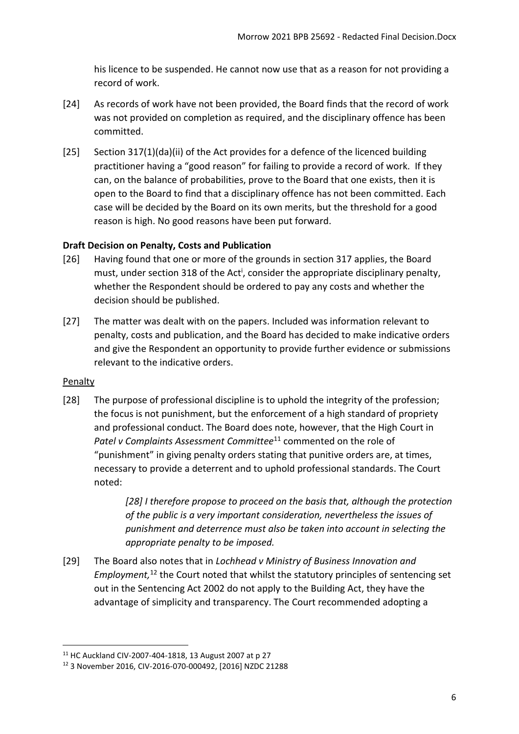his licence to be suspended. He cannot now use that as a reason for not providing a record of work.

[24] As records of work have not been provided, the Board finds that the record of work was not provided on completion as required, and the disciplinary offence has been committed.

[25] Section 317(1)(da)(ii) of the Act provides for a defence of the licenced building practitioner having a "good reason" for failing to provide a record of work. If they can, on the balance of probabilities, prove to the Board that one exists, then it is open to the Board to find that a disciplinary offence has not been committed. Each case will be decided by the Board on its own merits, but the threshold for a good reason is high. No good reasons have been put forward.

**Draft Decision on Penalty, Costs and Publication**

[26] Having found that one or more of the grounds in section 317 applies, the Board must, under section 318 of the Act[i], consider the appropriate disciplinary penalty, whether the Respondent should be ordered to pay any costs and whether the decision should be published.

[27] The matter was dealt with on the papers. Included was information relevant to penalty, costs and publication, and the Board has decided to make indicative orders and give the Respondent an opportunity to provide further evidence or submissions relevant to the indicative orders.

<u>Penalty</u>

[28] The purpose of professional discipline is to uphold the integrity of the profession; the focus is not punishment, but the enforcement of a high standard of propriety and professional conduct. The Board does note, however, that the High Court in *Patel v Complaints Assessment Committee*[11] commented on the role of "punishment" in giving penalty orders stating that punitive orders are, at times, necessary to provide a deterrent and to uphold professional standards. The Court noted:

> *[28] I therefore propose to proceed on the basis that, although the protection of the public is a very important consideration, nevertheless the issues of punishment and deterrence must also be taken into account in selecting the appropriate penalty to be imposed.*

[29] The Board also notes that in *Lochhead v Ministry of Business Innovation and Employment,*[12] the Court noted that whilst the statutory principles of sentencing set out in the Sentencing Act 2002 do not apply to the Building Act, they have the advantage of simplicity and transparency. The Court recommended adopting a

---

[11] HC Auckland CIV-2007-404-1818, 13 August 2007 at p 27

[12] 3 November 2016, CIV-2016-070-000492, [2016] NZDC 21288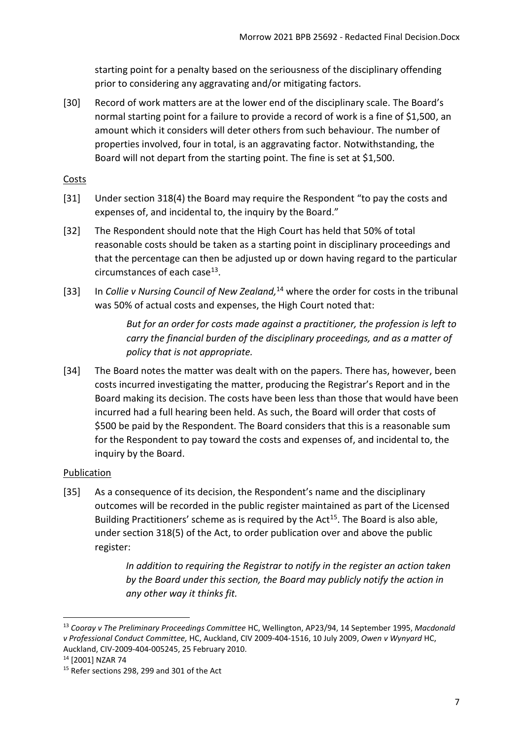starting point for a penalty based on the seriousness of the disciplinary offending prior to considering any aggravating and/or mitigating factors.

[30] Record of work matters are at the lower end of the disciplinary scale. The Board's normal starting point for a failure to provide a record of work is a fine of $1,500, an amount which it considers will deter others from such behaviour. The number of properties involved, four in total, is an aggravating factor. Notwithstanding, the Board will not depart from the starting point. The fine is set at $1,500.

## Costs

[31] Under section 318(4) the Board may require the Respondent "to pay the costs and expenses of, and incidental to, the inquiry by the Board."

[32] The Respondent should note that the High Court has held that 50% of total reasonable costs should be taken as a starting point in disciplinary proceedings and that the percentage can then be adjusted up or down having regard to the particular circumstances of each case[13].

[33] In *Collie v Nursing Council of New Zealand,*[14] where the order for costs in the tribunal was 50% of actual costs and expenses, the High Court noted that:

> *But for an order for costs made against a practitioner, the profession is left to carry the financial burden of the disciplinary proceedings, and as a matter of policy that is not appropriate.*

[34] The Board notes the matter was dealt with on the papers. There has, however, been costs incurred investigating the matter, producing the Registrar's Report and in the Board making its decision. The costs have been less than those that would have been incurred had a full hearing been held. As such, the Board will order that costs of $500 be paid by the Respondent. The Board considers that this is a reasonable sum for the Respondent to pay toward the costs and expenses of, and incidental to, the inquiry by the Board.

## Publication

[35] As a consequence of its decision, the Respondent's name and the disciplinary outcomes will be recorded in the public register maintained as part of the Licensed Building Practitioners' scheme as is required by the Act[15]. The Board is also able, under section 318(5) of the Act, to order publication over and above the public register:

> *In addition to requiring the Registrar to notify in the register an action taken by the Board under this section, the Board may publicly notify the action in any other way it thinks fit.*

---

[13] *Cooray v The Preliminary Proceedings Committee* HC, Wellington, AP23/94, 14 September 1995, *Macdonald v Professional Conduct Committee,* HC, Auckland, CIV 2009-404-1516, 10 July 2009, *Owen v Wynyard* HC, Auckland, CIV-2009-404-005245, 25 February 2010.

[14] [2001] NZAR 74

[15] Refer sections 298, 299 and 301 of the Act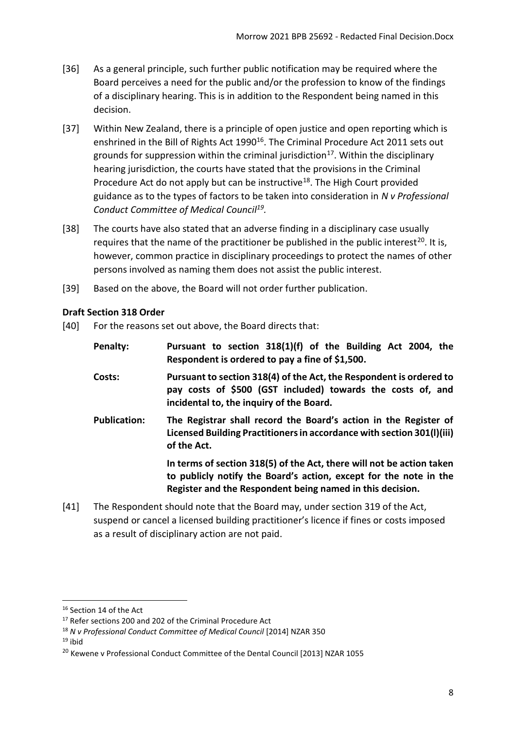[36] As a general principle, such further public notification may be required where the Board perceives a need for the public and/or the profession to know of the findings of a disciplinary hearing. This is in addition to the Respondent being named in this decision.

[37] Within New Zealand, there is a principle of open justice and open reporting which is enshrined in the Bill of Rights Act 1990[16]. The Criminal Procedure Act 2011 sets out grounds for suppression within the criminal jurisdiction[17]. Within the disciplinary hearing jurisdiction, the courts have stated that the provisions in the Criminal Procedure Act do not apply but can be instructive[18]. The High Court provided guidance as to the types of factors to be taken into consideration in *N v Professional Conduct Committee of Medical Council*[19].

[38] The courts have also stated that an adverse finding in a disciplinary case usually requires that the name of the practitioner be published in the public interest[20]. It is, however, common practice in disciplinary proceedings to protect the names of other persons involved as naming them does not assist the public interest.

[39] Based on the above, the Board will not order further publication.

### Draft Section 318 Order

[40] For the reasons set out above, the Board directs that:

**Penalty:** **Pursuant to section 318(1)(f) of the Building Act 2004, the Respondent is ordered to pay a fine of $1,500.**

**Costs:** **Pursuant to section 318(4) of the Act, the Respondent is ordered to pay costs of $500 (GST included) towards the costs of, and incidental to, the inquiry of the Board.**

**Publication:** **The Registrar shall record the Board's action in the Register of Licensed Building Practitioners in accordance with section 301(l)(iii) of the Act.**

**In terms of section 318(5) of the Act, there will not be action taken to publicly notify the Board's action, except for the note in the Register and the Respondent being named in this decision.**

[41] The Respondent should note that the Board may, under section 319 of the Act, suspend or cancel a licensed building practitioner's licence if fines or costs imposed as a result of disciplinary action are not paid.

---

[16] Section 14 of the Act

[17] Refer sections 200 and 202 of the Criminal Procedure Act

[18] *N v Professional Conduct Committee of Medical Council* [2014] NZAR 350

[19] ibid

[20] Kewene v Professional Conduct Committee of the Dental Council [2013] NZAR 1055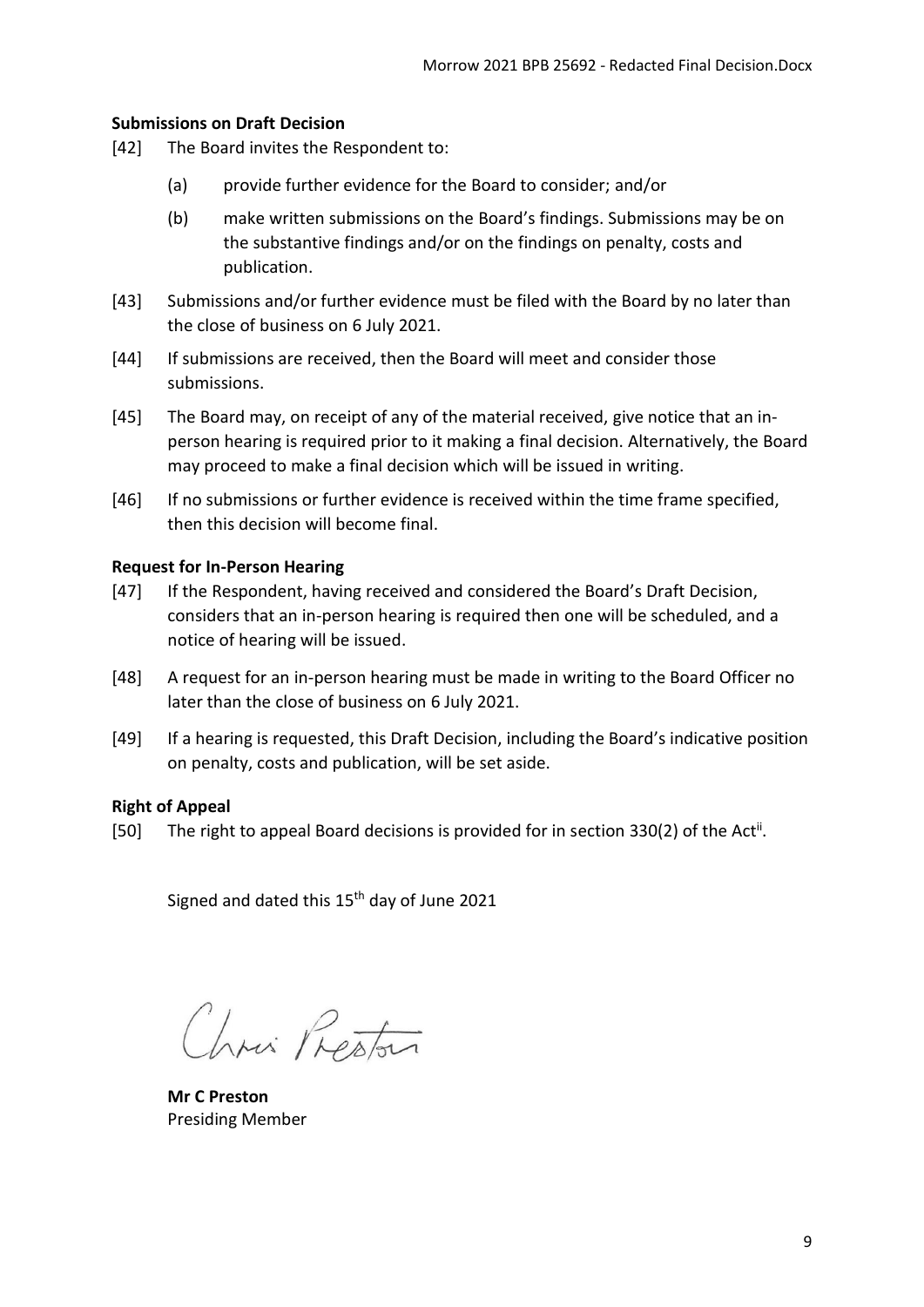### Submissions on Draft Decision

[42] The Board invites the Respondent to:

(a) provide further evidence for the Board to consider; and/or

(b) make written submissions on the Board's findings. Submissions may be on the substantive findings and/or on the findings on penalty, costs and publication.

[43] Submissions and/or further evidence must be filed with the Board by no later than the close of business on 6 July 2021.

[44] If submissions are received, then the Board will meet and consider those submissions.

[45] The Board may, on receipt of any of the material received, give notice that an in-person hearing is required prior to it making a final decision. Alternatively, the Board may proceed to make a final decision which will be issued in writing.

[46] If no submissions or further evidence is received within the time frame specified, then this decision will become final.

### Request for In-Person Hearing

[47] If the Respondent, having received and considered the Board's Draft Decision, considers that an in-person hearing is required then one will be scheduled, and a notice of hearing will be issued.

[48] A request for an in-person hearing must be made in writing to the Board Officer no later than the close of business on 6 July 2021.

[49] If a hearing is requested, this Draft Decision, including the Board's indicative position on penalty, costs and publication, will be set aside.

### Right of Appeal

[50] The right to appeal Board decisions is provided for in section 330(2) of the Act[ii].

Signed and dated this 15th day of June 2021

**Mr C Preston**
Presiding Member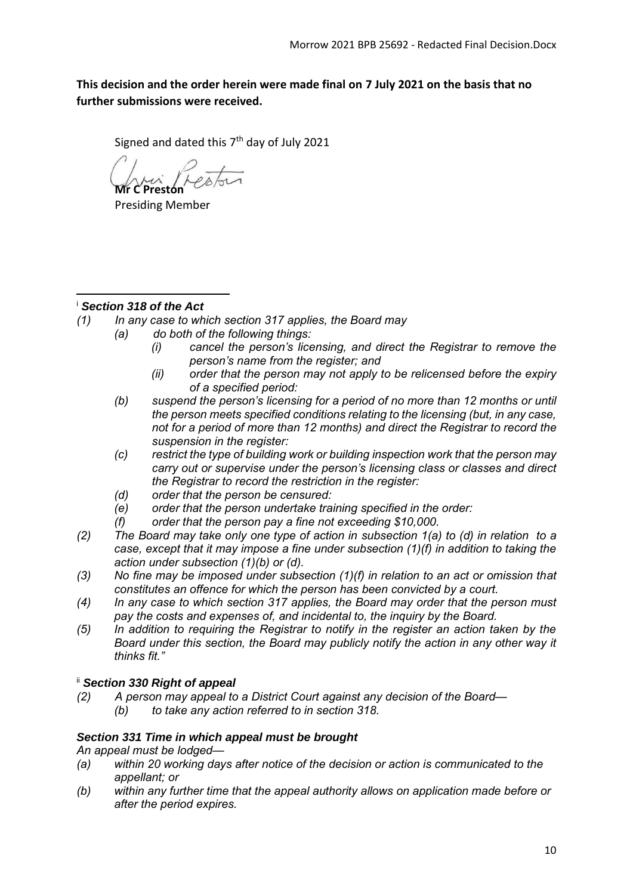**This decision and the order herein were made final on 7 July 2021 on the basis that no further submissions were received.**

Signed and dated this 7th day of July 2021

**Mr C Preston**
Presiding Member

---

[i] ***Section 318 of the Act***

*(1) In any case to which section 317 applies, the Board may*

*(a) do both of the following things:*

*(i) cancel the person's licensing, and direct the Registrar to remove the person's name from the register; and*

*(ii) order that the person may not apply to be relicensed before the expiry of a specified period:*

*(b) suspend the person's licensing for a period of no more than 12 months or until the person meets specified conditions relating to the licensing (but, in any case, not for a period of more than 12 months) and direct the Registrar to record the suspension in the register:*

*(c) restrict the type of building work or building inspection work that the person may carry out or supervise under the person's licensing class or classes and direct the Registrar to record the restriction in the register:*

*(d) order that the person be censured:*

*(e) order that the person undertake training specified in the order:*

*(f) order that the person pay a fine not exceeding $10,000.*

*(2) The Board may take only one type of action in subsection 1(a) to (d) in relation to a case, except that it may impose a fine under subsection (1)(f) in addition to taking the action under subsection (1)(b) or (d).*

*(3) No fine may be imposed under subsection (1)(f) in relation to an act or omission that constitutes an offence for which the person has been convicted by a court.*

*(4) In any case to which section 317 applies, the Board may order that the person must pay the costs and expenses of, and incidental to, the inquiry by the Board.*

*(5) In addition to requiring the Registrar to notify in the register an action taken by the Board under this section, the Board may publicly notify the action in any other way it thinks fit."*

[ii] ***Section 330 Right of appeal***

*(2) A person may appeal to a District Court against any decision of the Board—*

*(b) to take any action referred to in section 318.*

***Section 331 Time in which appeal must be brought***

*An appeal must be lodged—*

*(a) within 20 working days after notice of the decision or action is communicated to the appellant; or*

*(b) within any further time that the appeal authority allows on application made before or after the period expires.*